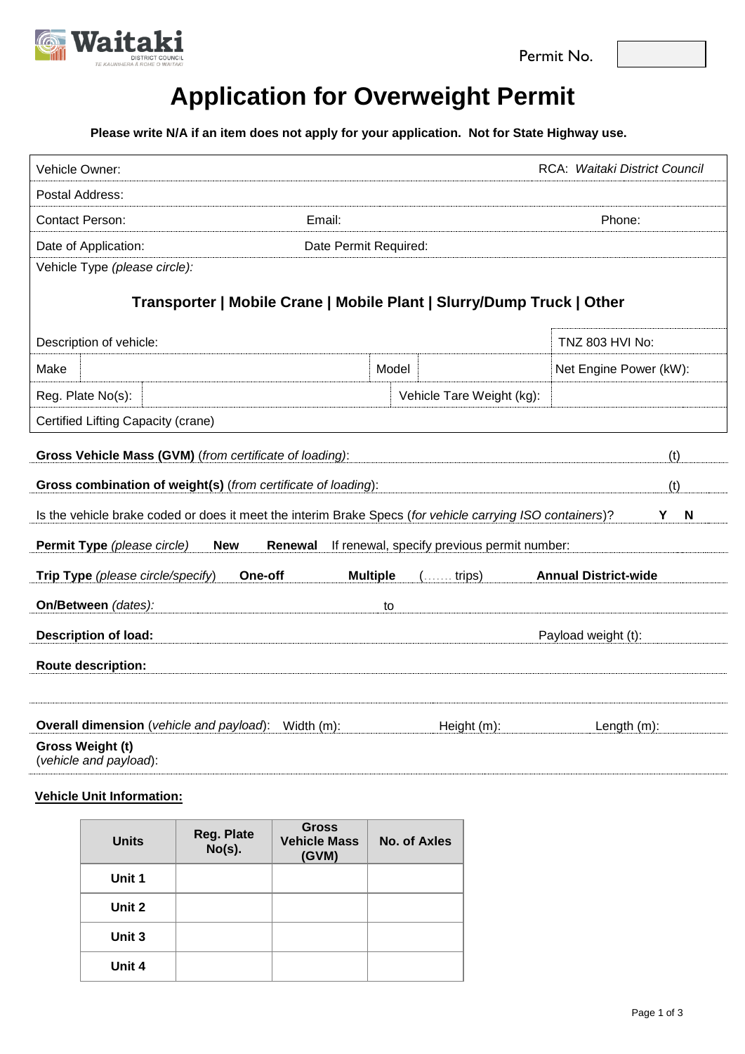Waitaki DISTRICT COUNCIL TE KAUNIHERA Ā ROHE O WAITAKI

Permit No.

# Application for Overweight Permit

**Please write N/A if an item does not apply for your application. Not for State Highway use.**

Vehicle Owner: RCA: *Waitaki District Council*

Postal Address:

Contact Person: Email: Phone:

Date of Application: Date Permit Required:

Vehicle Type *(please circle):*

**Transporter | Mobile Crane | Mobile Plant | Slurry/Dump Truck | Other**

Description of vehicle: TNZ 803 HVI No:

Make Model Net Engine Power (kW):

Reg. Plate No(s): Vehicle Tare Weight (kg):

Certified Lifting Capacity (crane)

**Gross Vehicle Mass (GVM)** (*from certificate of loading)*: (t)

**Gross combination of weight(s)** (*from certificate of loading*): (t)

Is the vehicle brake coded or does it meet the interim Brake Specs (*for vehicle carrying ISO containers*)? **Y N**

**Permit Type** *(please circle)* **New Renewal** If renewal, specify previous permit number:

**Trip Type** *(please circle/specify)* **One-off Multiple** (……. trips) **Annual District-wide**

**On/Between** *(dates):* to

**Description of load:** Payload weight (t):

**Route description:**

**Overall dimension** (*vehicle and payload*): Width (m): Height (m): Length (m):

**Gross Weight (t)**
(*vehicle and payload*):

**Vehicle Unit Information:**

| Units | Reg. Plate No(s). | Gross Vehicle Mass (GVM) | No. of Axles |
|---|---|---|---|
| **Unit 1** | | | |
| **Unit 2** | | | |
| **Unit 3** | | | |
| **Unit 4** | | | |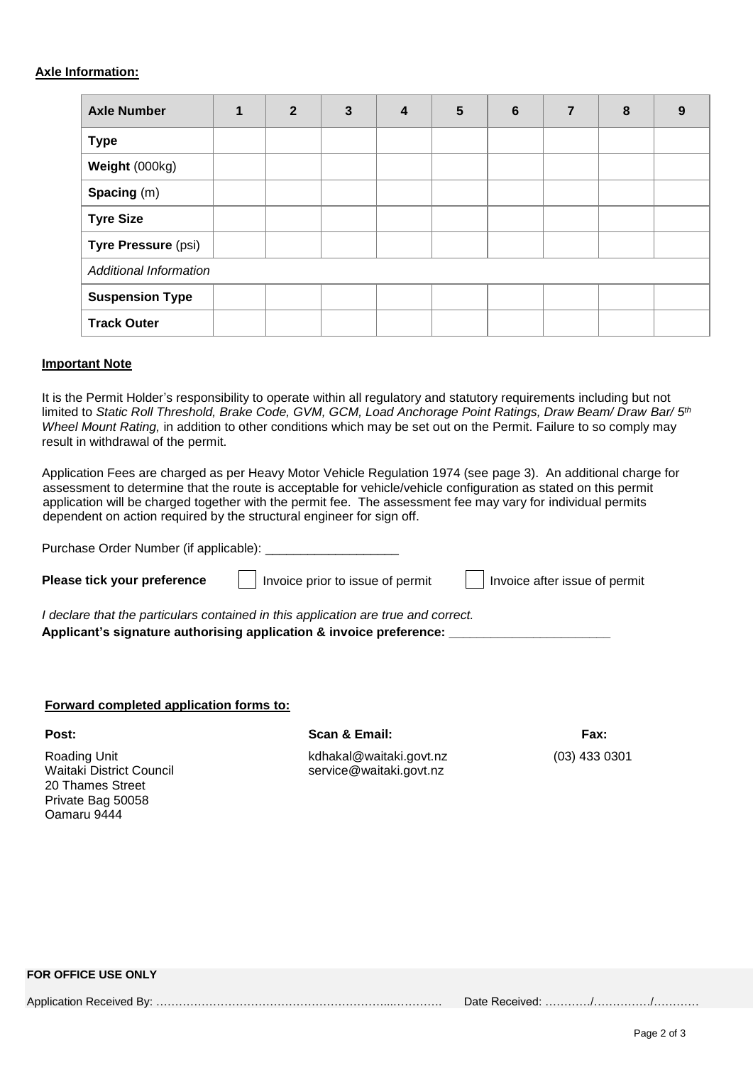**Axle Information:**

| **Axle Number** | **1** | **2** | **3** | **4** | **5** | **6** | **7** | **8** | **9** |
|---|---|---|---|---|---|---|---|---|---|
| **Type** | | | | | | | | | |
| **Weight** (000kg) | | | | | | | | | |
| **Spacing** (m) | | | | | | | | | |
| **Tyre Size** | | | | | | | | | |
| **Tyre Pressure** (psi) | | | | | | | | | |
| *Additional Information* | | | | | | | | | |
| **Suspension Type** | | | | | | | | | |
| **Track Outer** | | | | | | | | | |

**Important Note**

It is the Permit Holder's responsibility to operate within all regulatory and statutory requirements including but not limited to *Static Roll Threshold, Brake Code, GVM, GCM, Load Anchorage Point Ratings, Draw Beam/ Draw Bar/ 5th Wheel Mount Rating,* in addition to other conditions which may be set out on the Permit. Failure to so comply may result in withdrawal of the permit.

Application Fees are charged as per Heavy Motor Vehicle Regulation 1974 (see page 3). An additional charge for assessment to determine that the route is acceptable for vehicle/vehicle configuration as stated on this permit application will be charged together with the permit fee. The assessment fee may vary for individual permits dependent on action required by the structural engineer for sign off.

Purchase Order Number (if applicable): ___________________

**Please tick your preference** ☐ Invoice prior to issue of permit ☐ Invoice after issue of permit

*I declare that the particulars contained in this application are true and correct.*

**Applicant's signature authorising application & invoice preference: _______________________**

**Forward completed application forms to:**

**Post:**

Roading Unit
Waitaki District Council
20 Thames Street
Private Bag 50058
Oamaru 9444

**Scan & Email:**

kdhakal@waitaki.govt.nz
service@waitaki.govt.nz

**Fax:**

(03) 433 0301

**FOR OFFICE USE ONLY**

Application Received By: …………………………………………………….....…………. Date Received: …………/……………/…………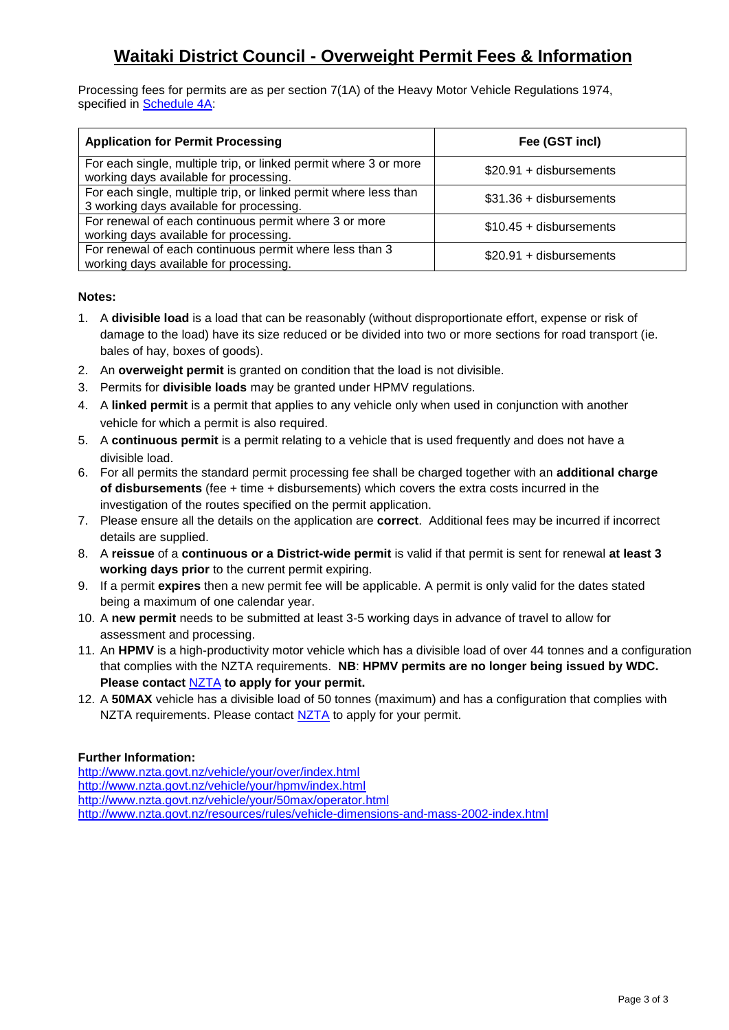# Waitaki District Council - Overweight Permit Fees & Information

Processing fees for permits are as per section 7(1A) of the Heavy Motor Vehicle Regulations 1974, specified in [Schedule 4A](#):

| Application for Permit Processing | Fee (GST incl) |
|---|---|
| For each single, multiple trip, or linked permit where 3 or more working days available for processing. | $20.91 + disbursements |
| For each single, multiple trip, or linked permit where less than 3 working days available for processing. | $31.36 + disbursements |
| For renewal of each continuous permit where 3 or more working days available for processing. | $10.45 + disbursements |
| For renewal of each continuous permit where less than 3 working days available for processing. | $20.91 + disbursements |

**Notes:**

1. A **divisible load** is a load that can be reasonably (without disproportionate effort, expense or risk of damage to the load) have its size reduced or be divided into two or more sections for road transport (ie. bales of hay, boxes of goods).
2. An **overweight permit** is granted on condition that the load is not divisible.
3. Permits for **divisible loads** may be granted under HPMV regulations.
4. A **linked permit** is a permit that applies to any vehicle only when used in conjunction with another vehicle for which a permit is also required.
5. A **continuous permit** is a permit relating to a vehicle that is used frequently and does not have a divisible load.
6. For all permits the standard permit processing fee shall be charged together with an **additional charge of disbursements** (fee + time + disbursements) which covers the extra costs incurred in the investigation of the routes specified on the permit application.
7. Please ensure all the details on the application are **correct**. Additional fees may be incurred if incorrect details are supplied.
8. A **reissue** of a **continuous or a District-wide permit** is valid if that permit is sent for renewal **at least 3 working days prior** to the current permit expiring.
9. If a permit **expires** then a new permit fee will be applicable. A permit is only valid for the dates stated being a maximum of one calendar year.
10. A **new permit** needs to be submitted at least 3-5 working days in advance of travel to allow for assessment and processing.
11. An **HPMV** is a high-productivity motor vehicle which has a divisible load of over 44 tonnes and a configuration that complies with the NZTA requirements. **NB**: **HPMV permits are no longer being issued by WDC. Please contact [NZTA](#) to apply for your permit.**
12. A **50MAX** vehicle has a divisible load of 50 tonnes (maximum) and has a configuration that complies with NZTA requirements. Please contact [NZTA](#) to apply for your permit.

**Further Information:**

http://www.nzta.govt.nz/vehicle/your/over/index.html
http://www.nzta.govt.nz/vehicle/your/hpmv/index.html
http://www.nzta.govt.nz/vehicle/your/50max/operator.html
http://www.nzta.govt.nz/resources/rules/vehicle-dimensions-and-mass-2002-index.html